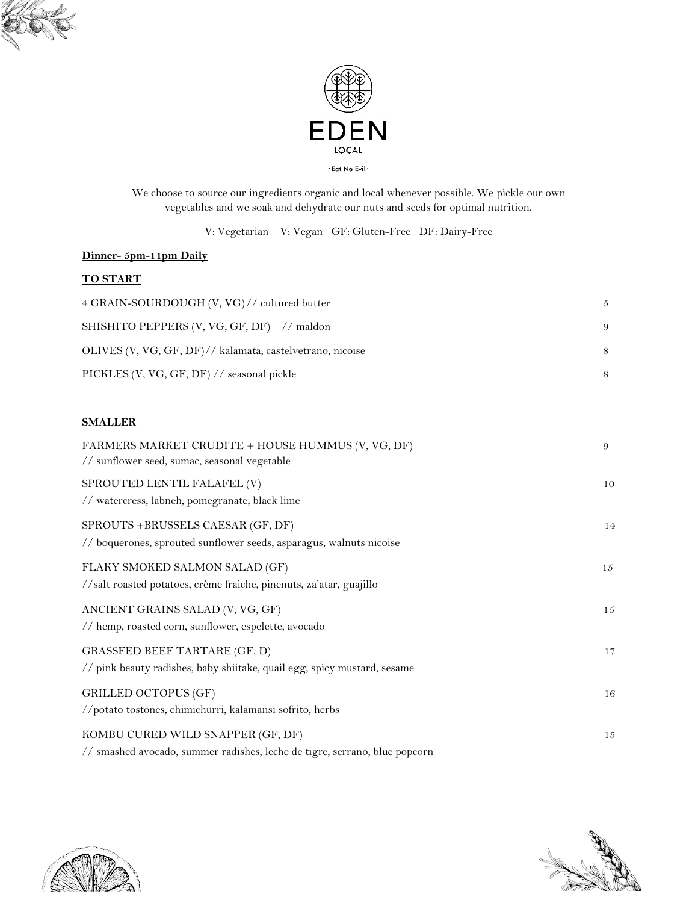# EDEN

LOCAL

· Eat No Evil ·

We choose to source our ingredients organic and local whenever possible. We pickle our own vegetables and we soak and dehydrate our nuts and seeds for optimal nutrition.

V: Vegetarian V: Vegan GF: Gluten-Free DF: Dairy-Free

**Dinner- 5pm-11pm Daily**

## TO START

| | |
|---|---|
| 4 GRAIN-SOURDOUGH (V, VG)// cultured butter | 5 |
| SHISHITO PEPPERS (V, VG, GF, DF) // maldon | 9 |
| OLIVES (V, VG, GF, DF)// kalamata, castelvetrano, nicoise | 8 |
| PICKLES (V, VG, GF, DF) // seasonal pickle | 8 |

## SMALLER

| | |
|---|---|
| FARMERS MARKET CRUDITE + HOUSE HUMMUS (V, VG, DF)<br>// sunflower seed, sumac, seasonal vegetable | 9 |
| SPROUTED LENTIL FALAFEL (V)<br>// watercress, labneh, pomegranate, black lime | 10 |
| SPROUTS +BRUSSELS CAESAR (GF, DF)<br>// boquerones, sprouted sunflower seeds, asparagus, walnuts nicoise | 14 |
| FLAKY SMOKED SALMON SALAD (GF)<br>//salt roasted potatoes, crème fraiche, pinenuts, za'atar, guajillo | 15 |
| ANCIENT GRAINS SALAD (V, VG, GF)<br>// hemp, roasted corn, sunflower, espelette, avocado | 15 |
| GRASSFED BEEF TARTARE (GF, D)<br>// pink beauty radishes, baby shiitake, quail egg, spicy mustard, sesame | 17 |
| GRILLED OCTOPUS (GF)<br>//potato tostones, chimichurri, kalamansi sofrito, herbs | 16 |
| KOMBU CURED WILD SNAPPER (GF, DF)<br>// smashed avocado, summer radishes, leche de tigre, serrano, blue popcorn | 15 |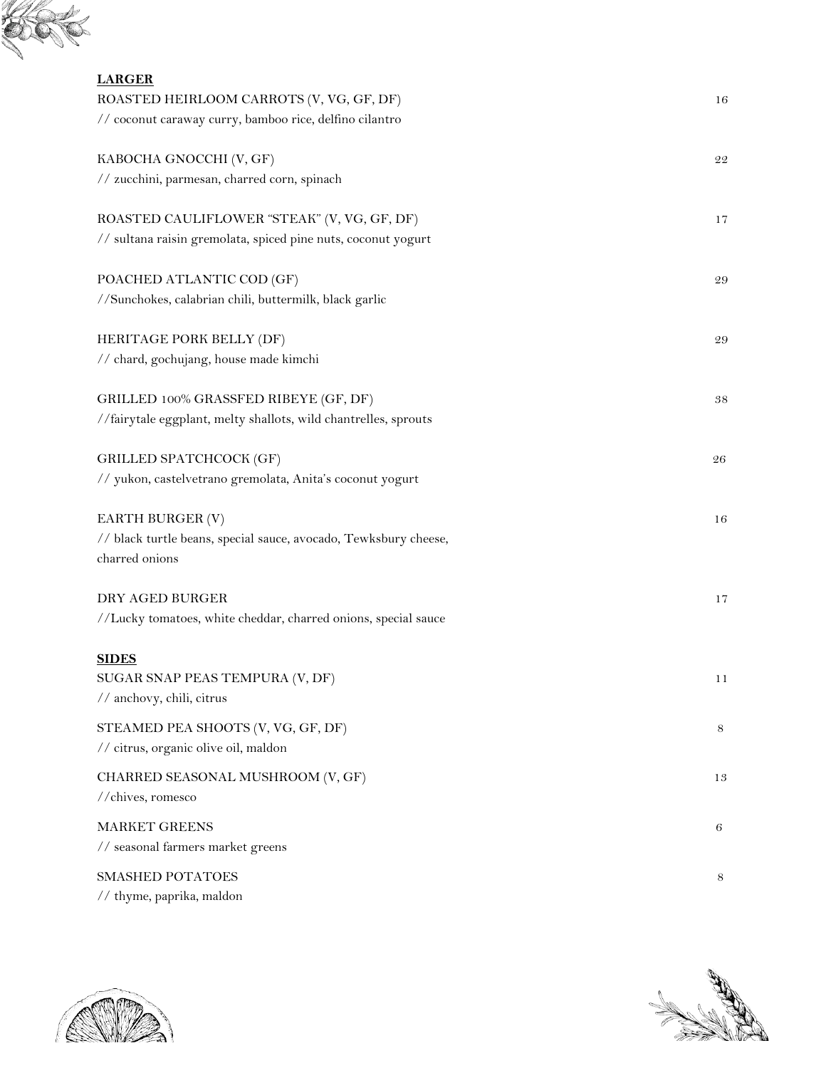## LARGER

ROASTED HEIRLOOM CARROTS (V, VG, GF, DF) 16
// coconut caraway curry, bamboo rice, delfino cilantro

KABOCHA GNOCCHI (V, GF) 22
// zucchini, parmesan, charred corn, spinach

ROASTED CAULIFLOWER "STEAK" (V, VG, GF, DF) 17
// sultana raisin gremolata, spiced pine nuts, coconut yogurt

POACHED ATLANTIC COD (GF) 29
//Sunchokes, calabrian chili, buttermilk, black garlic

HERITAGE PORK BELLY (DF) 29
// chard, gochujang, house made kimchi

GRILLED 100% GRASSFED RIBEYE (GF, DF) 38
//fairytale eggplant, melty shallots, wild chantrelles, sprouts

GRILLED SPATCHCOCK (GF) 26
// yukon, castelvetrano gremolata, Anita's coconut yogurt

EARTH BURGER (V) 16
// black turtle beans, special sauce, avocado, Tewksbury cheese, charred onions

DRY AGED BURGER 17
//Lucky tomatoes, white cheddar, charred onions, special sauce

## SIDES

SUGAR SNAP PEAS TEMPURA (V, DF) 11
// anchovy, chili, citrus

STEAMED PEA SHOOTS (V, VG, GF, DF) 8
// citrus, organic olive oil, maldon

CHARRED SEASONAL MUSHROOM (V, GF) 13
//chives, romesco

MARKET GREENS 6
// seasonal farmers market greens

SMASHED POTATOES 8
// thyme, paprika, maldon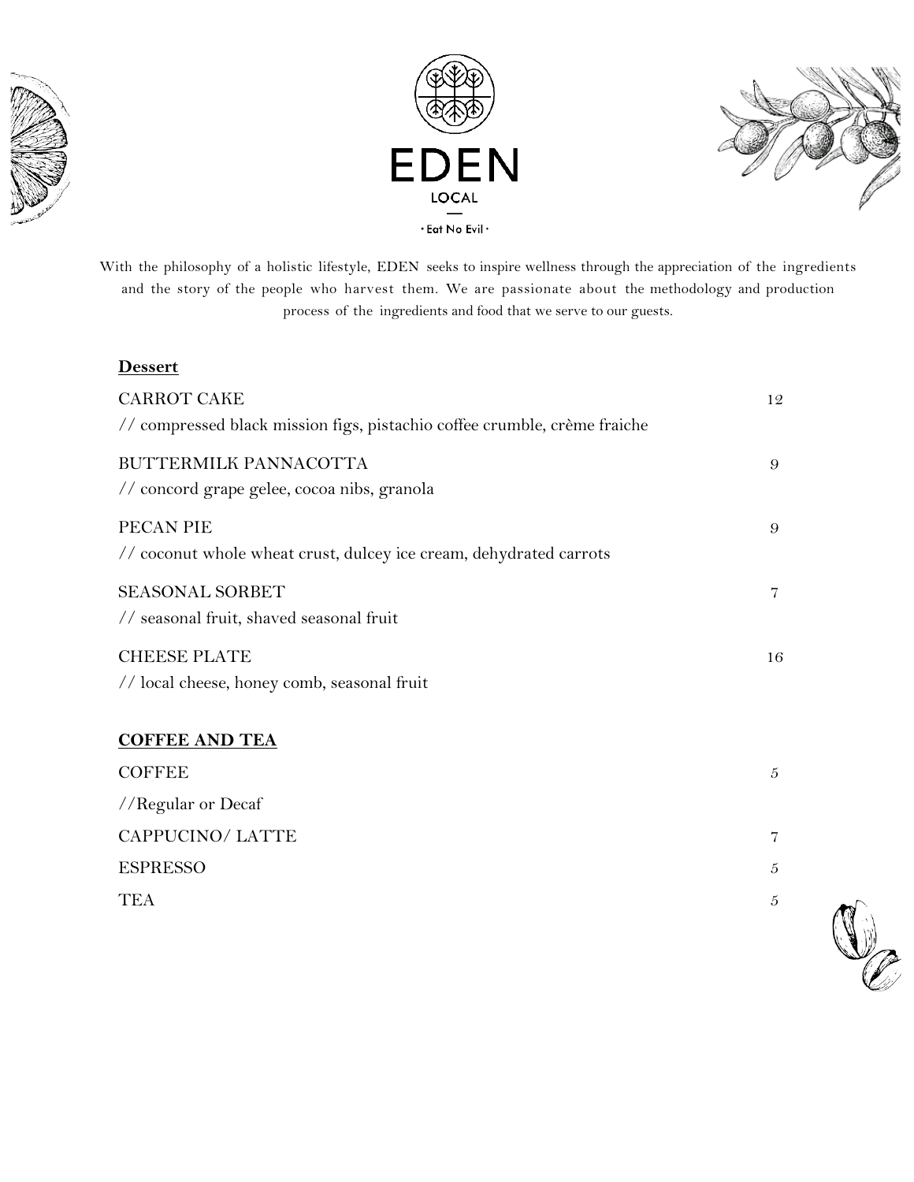# EDEN

LOCAL

· Eat No Evil ·

With the philosophy of a holistic lifestyle, EDEN seeks to inspire wellness through the appreciation of the ingredients and the story of the people who harvest them. We are passionate about the methodology and production process of the ingredients and food that we serve to our guests.

## Dessert

| | |
|---|---|
| CARROT CAKE<br>// compressed black mission figs, pistachio coffee crumble, crème fraiche | 12 |
| BUTTERMILK PANNACOTTA<br>// concord grape gelee, cocoa nibs, granola | 9 |
| PECAN PIE<br>// coconut whole wheat crust, dulcey ice cream, dehydrated carrots | 9 |
| SEASONAL SORBET<br>// seasonal fruit, shaved seasonal fruit | 7 |
| CHEESE PLATE<br>// local cheese, honey comb, seasonal fruit | 16 |

## COFFEE AND TEA

| | |
|---|---|
| COFFEE<br>//Regular or Decaf | 5 |
| CAPPUCINO/ LATTE | 7 |
| ESPRESSO | 5 |
| TEA | 5 |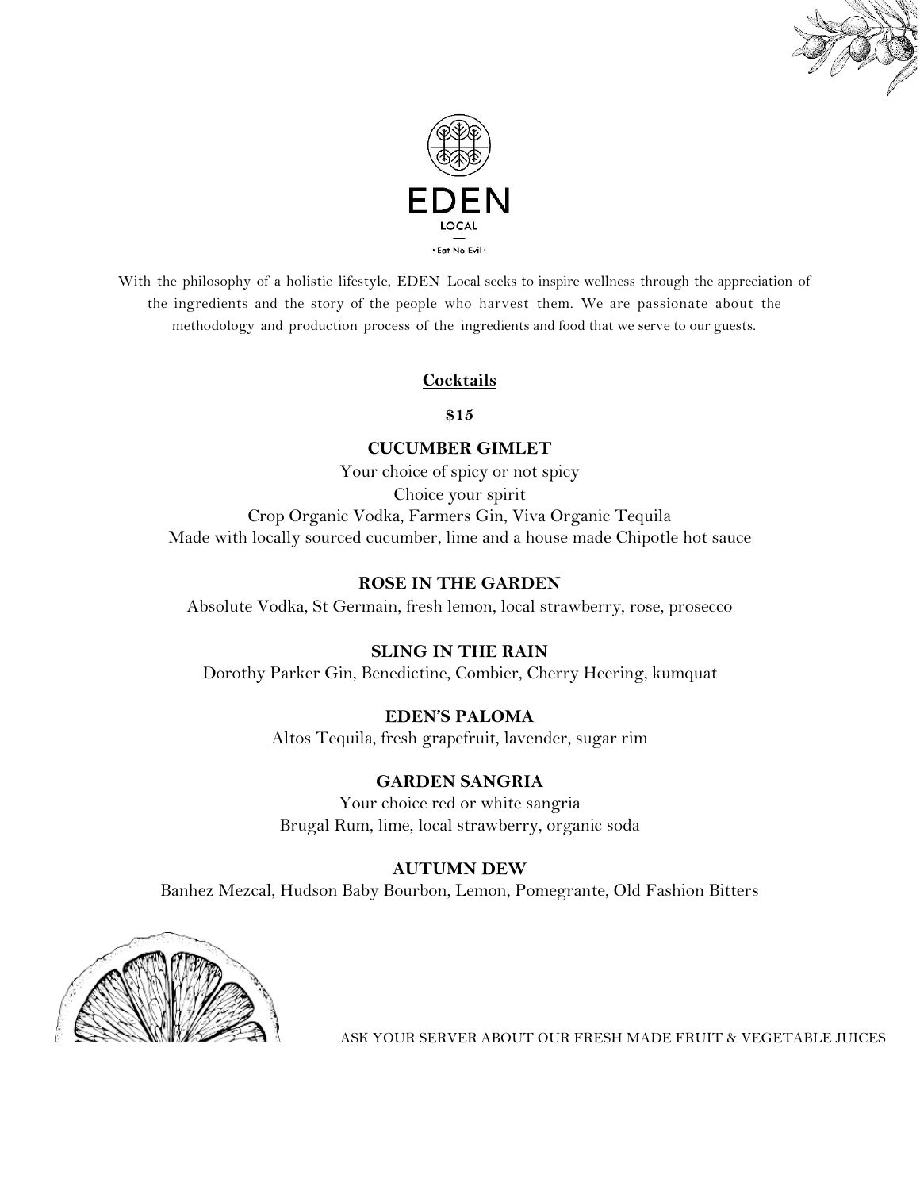# EDEN

LOCAL

· Eat No Evil ·

With the philosophy of a holistic lifestyle, EDEN Local seeks to inspire wellness through the appreciation of the ingredients and the story of the people who harvest them. We are passionate about the methodology and production process of the ingredients and food that we serve to our guests.

## Cocktails

**$15**

### CUCUMBER GIMLET

Your choice of spicy or not spicy
Choice your spirit
Crop Organic Vodka, Farmers Gin, Viva Organic Tequila
Made with locally sourced cucumber, lime and a house made Chipotle hot sauce

### ROSE IN THE GARDEN

Absolute Vodka, St Germain, fresh lemon, local strawberry, rose, prosecco

### SLING IN THE RAIN

Dorothy Parker Gin, Benedictine, Combier, Cherry Heering, kumquat

### EDEN'S PALOMA

Altos Tequila, fresh grapefruit, lavender, sugar rim

### GARDEN SANGRIA

Your choice red or white sangria
Brugal Rum, lime, local strawberry, organic soda

### AUTUMN DEW

Banhez Mezcal, Hudson Baby Bourbon, Lemon, Pomegrante, Old Fashion Bitters

ASK YOUR SERVER ABOUT OUR FRESH MADE FRUIT & VEGETABLE JUICES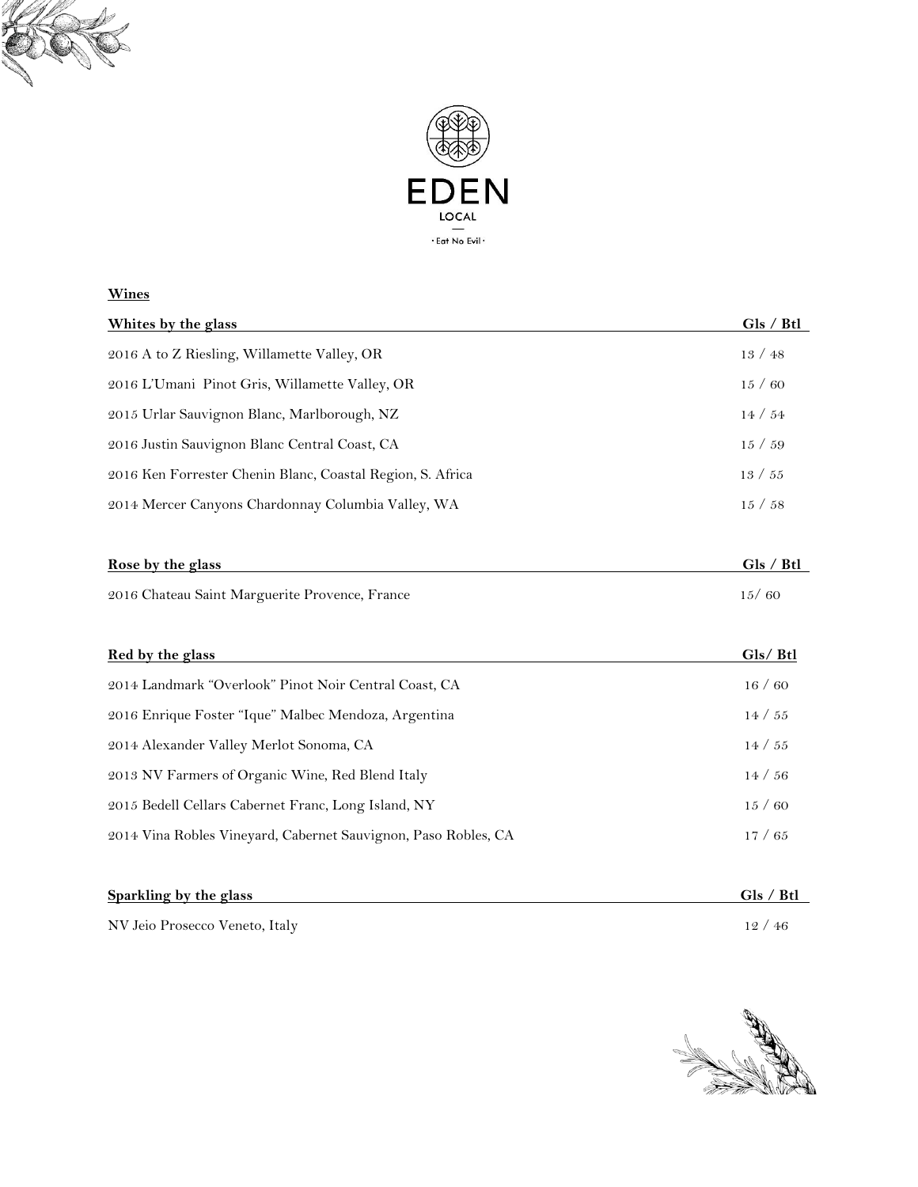# EDEN

LOCAL

· Eat No Evil ·

**Wines**

| Whites by the glass | Gls / Btl |
|---|---|
| 2016 A to Z Riesling, Willamette Valley, OR | 13 / 48 |
| 2016 L'Umani Pinot Gris, Willamette Valley, OR | 15 / 60 |
| 2015 Urlar Sauvignon Blanc, Marlborough, NZ | 14 / 54 |
| 2016 Justin Sauvignon Blanc Central Coast, CA | 15 / 59 |
| 2016 Ken Forrester Chenin Blanc, Coastal Region, S. Africa | 13 / 55 |
| 2014 Mercer Canyons Chardonnay Columbia Valley, WA | 15 / 58 |

| Rose by the glass | Gls / Btl |
|---|---|
| 2016 Chateau Saint Marguerite Provence, France | 15/ 60 |

| Red by the glass | Gls/ Btl |
|---|---|
| 2014 Landmark "Overlook" Pinot Noir Central Coast, CA | 16 / 60 |
| 2016 Enrique Foster "Ique" Malbec Mendoza, Argentina | 14 / 55 |
| 2014 Alexander Valley Merlot Sonoma, CA | 14 / 55 |
| 2013 NV Farmers of Organic Wine, Red Blend Italy | 14 / 56 |
| 2015 Bedell Cellars Cabernet Franc, Long Island, NY | 15 / 60 |
| 2014 Vina Robles Vineyard, Cabernet Sauvignon, Paso Robles, CA | 17 / 65 |

| Sparkling by the glass | Gls / Btl |
|---|---|
| NV Jeio Prosecco Veneto, Italy | 12 / 46 |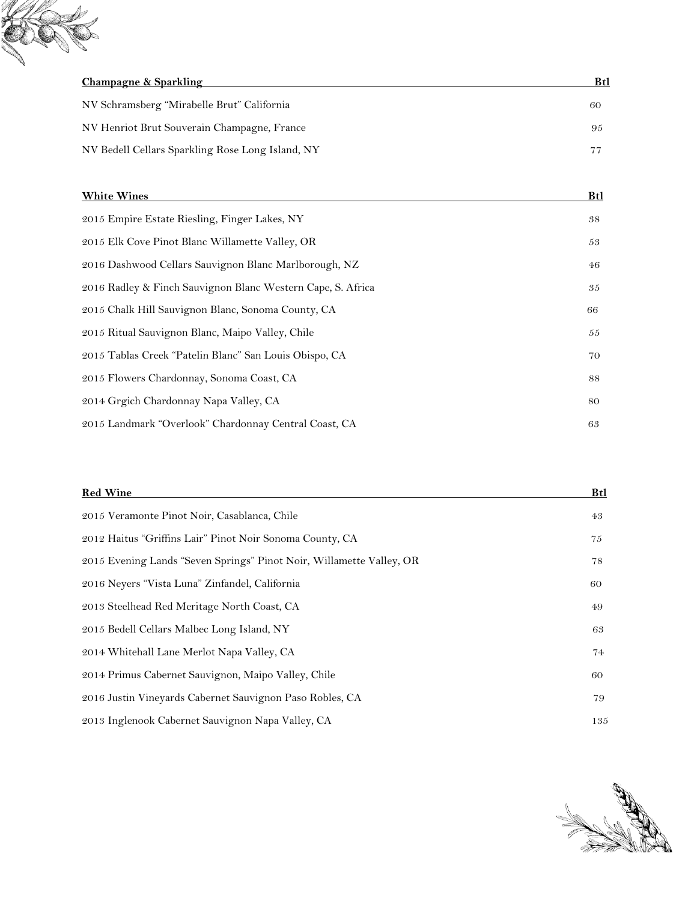| Champagne & Sparkling | Btl |
| --- | --- |
| NV Schramsberg “Mirabelle Brut” California | 60 |
| NV Henriot Brut Souverain Champagne, France | 95 |
| NV Bedell Cellars Sparkling Rose Long Island, NY | 77 |

| White Wines | Btl |
| --- | --- |
| 2015 Empire Estate Riesling, Finger Lakes, NY | 38 |
| 2015 Elk Cove Pinot Blanc Willamette Valley, OR | 53 |
| 2016 Dashwood Cellars Sauvignon Blanc Marlborough, NZ | 46 |
| 2016 Radley & Finch Sauvignon Blanc Western Cape, S. Africa | 35 |
| 2015 Chalk Hill Sauvignon Blanc, Sonoma County, CA | 66 |
| 2015 Ritual Sauvignon Blanc, Maipo Valley, Chile | 55 |
| 2015 Tablas Creek “Patelin Blanc” San Louis Obispo, CA | 70 |
| 2015 Flowers Chardonnay, Sonoma Coast, CA | 88 |
| 2014 Grgich Chardonnay Napa Valley, CA | 80 |
| 2015 Landmark “Overlook” Chardonnay Central Coast, CA | 63 |

| Red Wine | Btl |
| --- | --- |
| 2015 Veramonte Pinot Noir, Casablanca, Chile | 43 |
| 2012 Haitus “Griffins Lair” Pinot Noir Sonoma County, CA | 75 |
| 2015 Evening Lands “Seven Springs” Pinot Noir, Willamette Valley, OR | 78 |
| 2016 Neyers “Vista Luna” Zinfandel, California | 60 |
| 2013 Steelhead Red Meritage North Coast, CA | 49 |
| 2015 Bedell Cellars Malbec Long Island, NY | 63 |
| 2014 Whitehall Lane Merlot Napa Valley, CA | 74 |
| 2014 Primus Cabernet Sauvignon, Maipo Valley, Chile | 60 |
| 2016 Justin Vineyards Cabernet Sauvignon Paso Robles, CA | 79 |
| 2013 Inglenook Cabernet Sauvignon Napa Valley, CA | 135 |